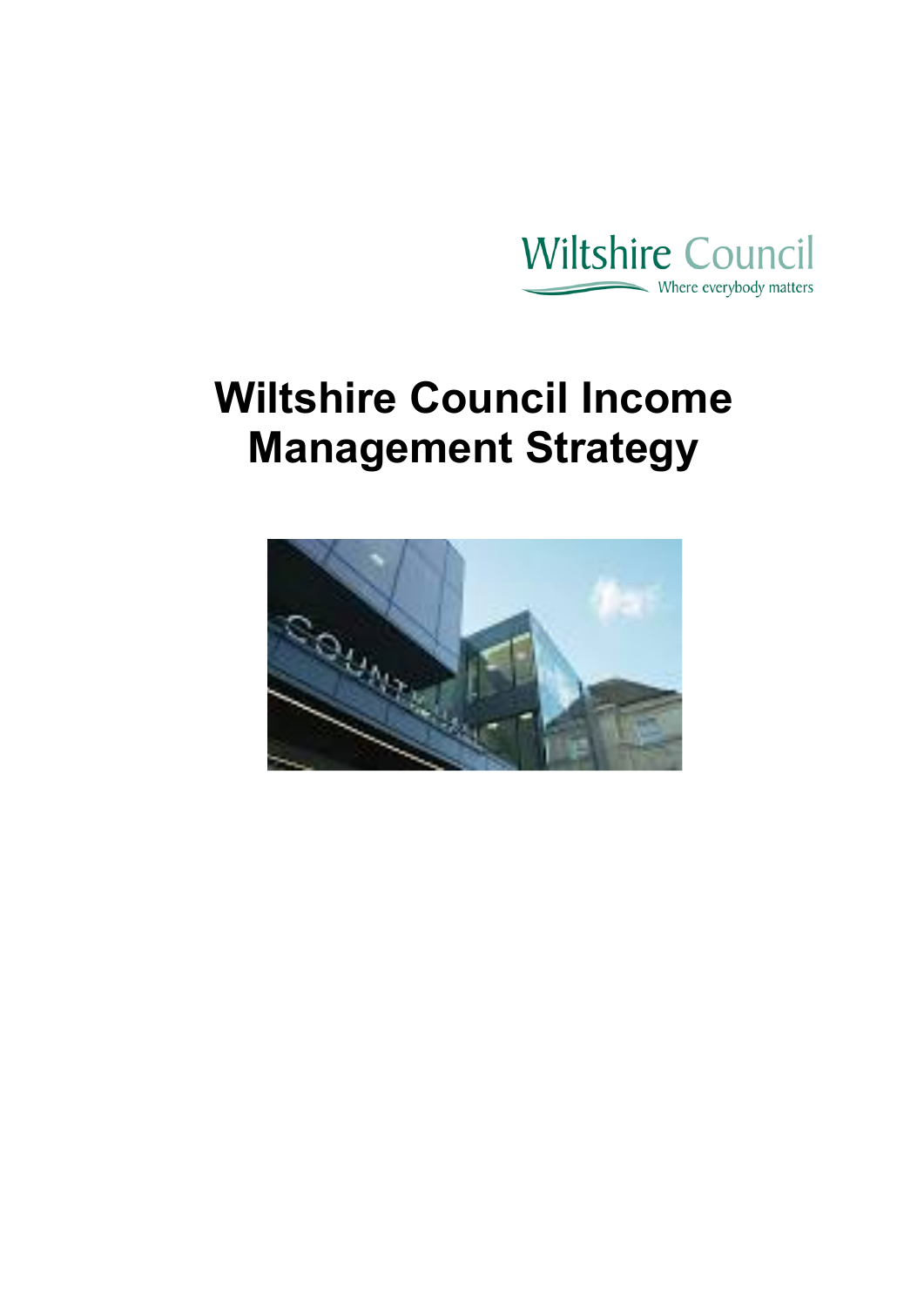Wiltshire Council

Where everybody matters

# Wiltshire Council Income Management Strategy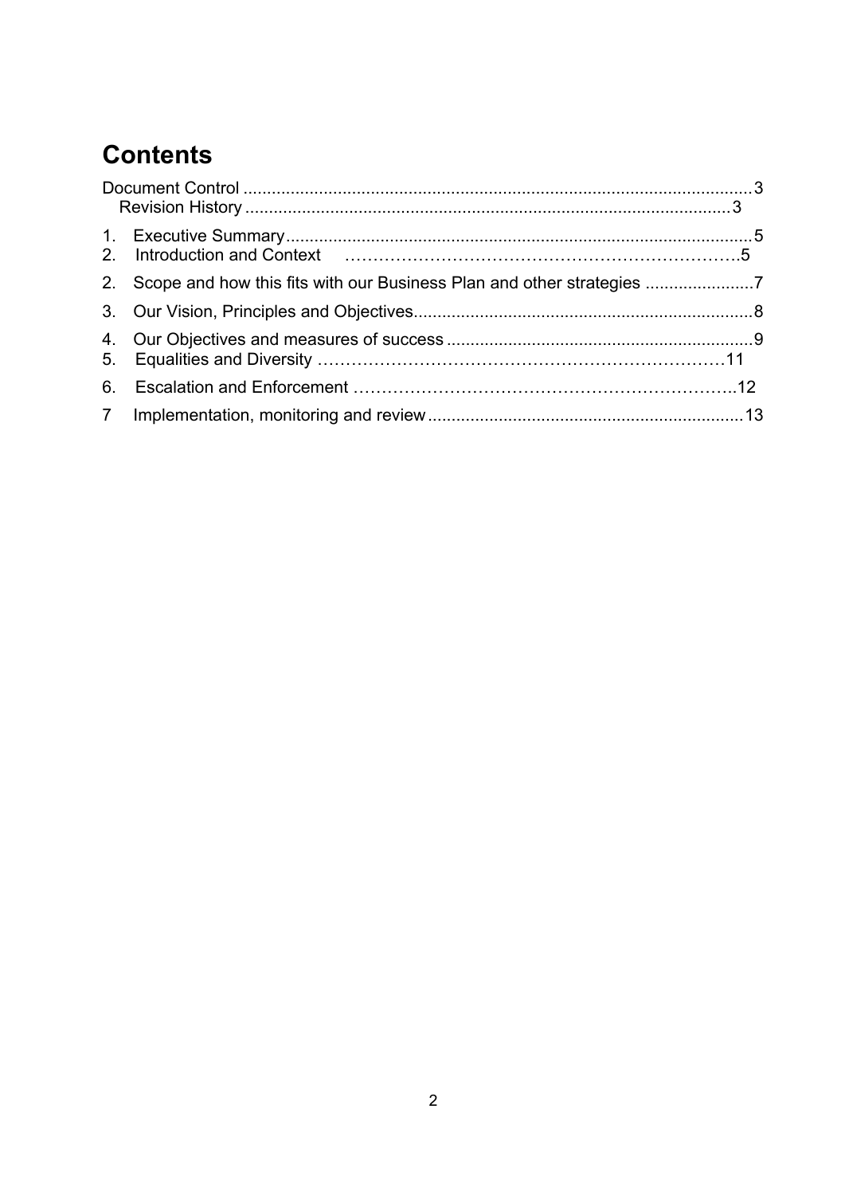# Contents

Document Control ........................................................................................................... 3

Revision History ...................................................................................................... 3

1. Executive Summary ................................................................................................. 5
2. Introduction and Context ……………………………………………………………….5
2. Scope and how this fits with our Business Plan and other strategies ....................... 7
3. Our Vision, Principles and Objectives ....................................................................... 8
4. Our Objectives and measures of success ................................................................ 9
5. Equalities and Diversity ……………………………………………………………11
6. Escalation and Enforcement …………………………………………………………..12
7. Implementation, monitoring and review ................................................................... 13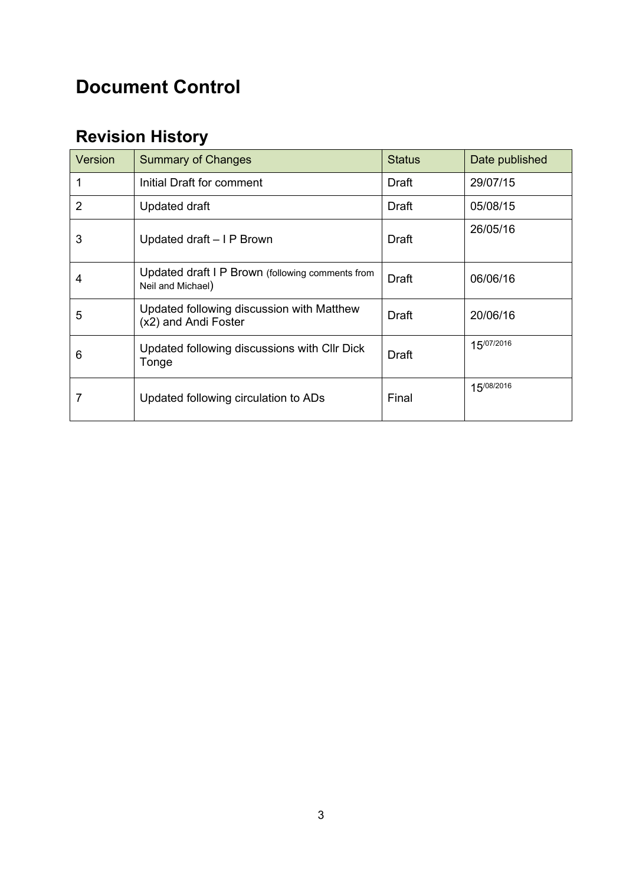# Document Control

## Revision History

| Version | Summary of Changes | Status | Date published |
|---|---|---|---|
| 1 | Initial Draft for comment | Draft | 29/07/15 |
| 2 | Updated draft | Draft | 05/08/15 |
| 3 | Updated draft – I P Brown | Draft | 26/05/16 |
| 4 | Updated draft I P Brown (following comments from Neil and Michael) | Draft | 06/06/16 |
| 5 | Updated following discussion with Matthew (x2) and Andi Foster | Draft | 20/06/16 |
| 6 | Updated following discussions with Cllr Dick Tonge | Draft | 15/07/2016 |
| 7 | Updated following circulation to ADs | Final | 15/08/2016 |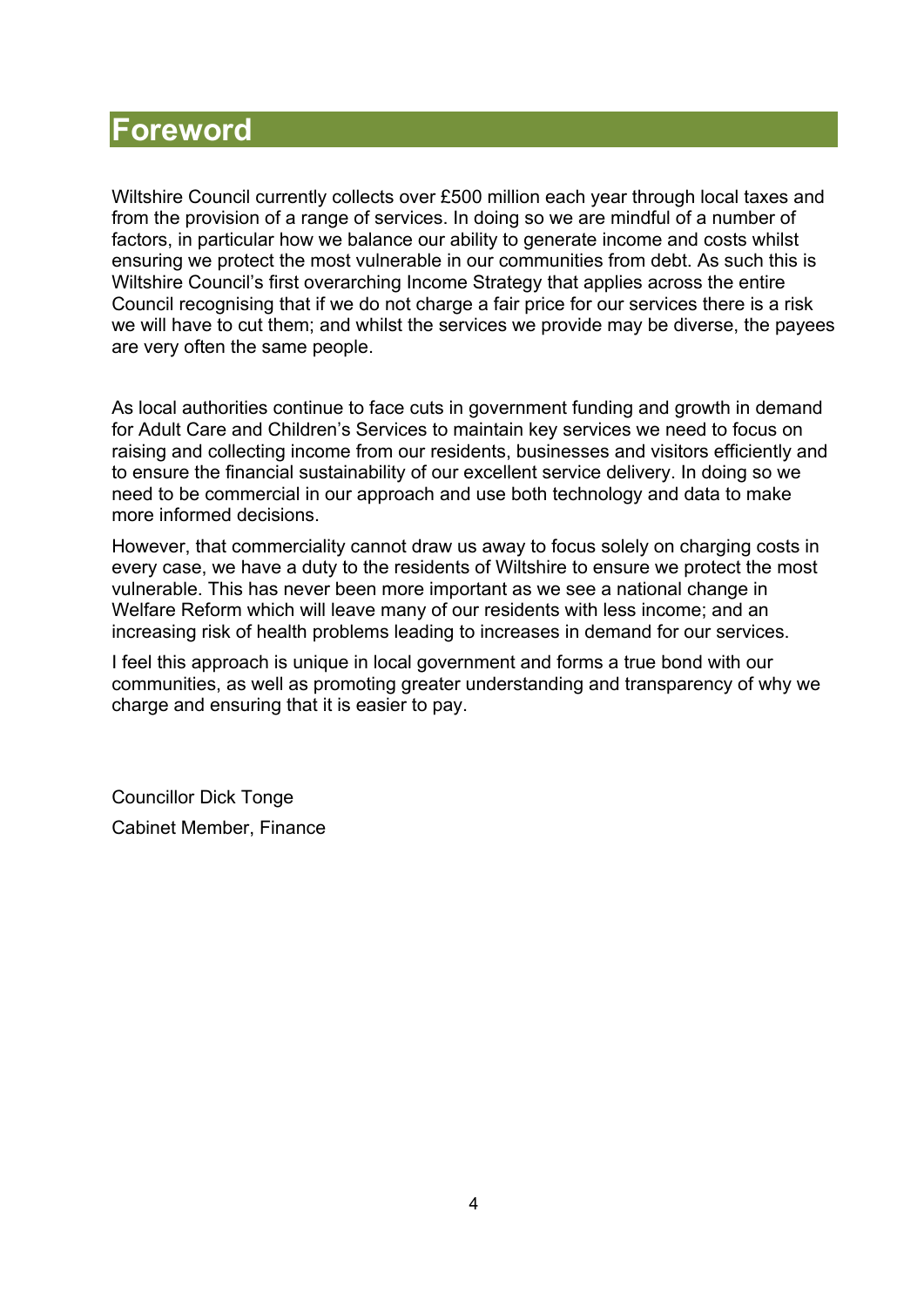# Foreword

Wiltshire Council currently collects over £500 million each year through local taxes and from the provision of a range of services. In doing so we are mindful of a number of factors, in particular how we balance our ability to generate income and costs whilst ensuring we protect the most vulnerable in our communities from debt. As such this is Wiltshire Council's first overarching Income Strategy that applies across the entire Council recognising that if we do not charge a fair price for our services there is a risk we will have to cut them; and whilst the services we provide may be diverse, the payees are very often the same people.

As local authorities continue to face cuts in government funding and growth in demand for Adult Care and Children's Services to maintain key services we need to focus on raising and collecting income from our residents, businesses and visitors efficiently and to ensure the financial sustainability of our excellent service delivery. In doing so we need to be commercial in our approach and use both technology and data to make more informed decisions.

However, that commerciality cannot draw us away to focus solely on charging costs in every case, we have a duty to the residents of Wiltshire to ensure we protect the most vulnerable. This has never been more important as we see a national change in Welfare Reform which will leave many of our residents with less income; and an increasing risk of health problems leading to increases in demand for our services.

I feel this approach is unique in local government and forms a true bond with our communities, as well as promoting greater understanding and transparency of why we charge and ensuring that it is easier to pay.

Councillor Dick Tonge

Cabinet Member, Finance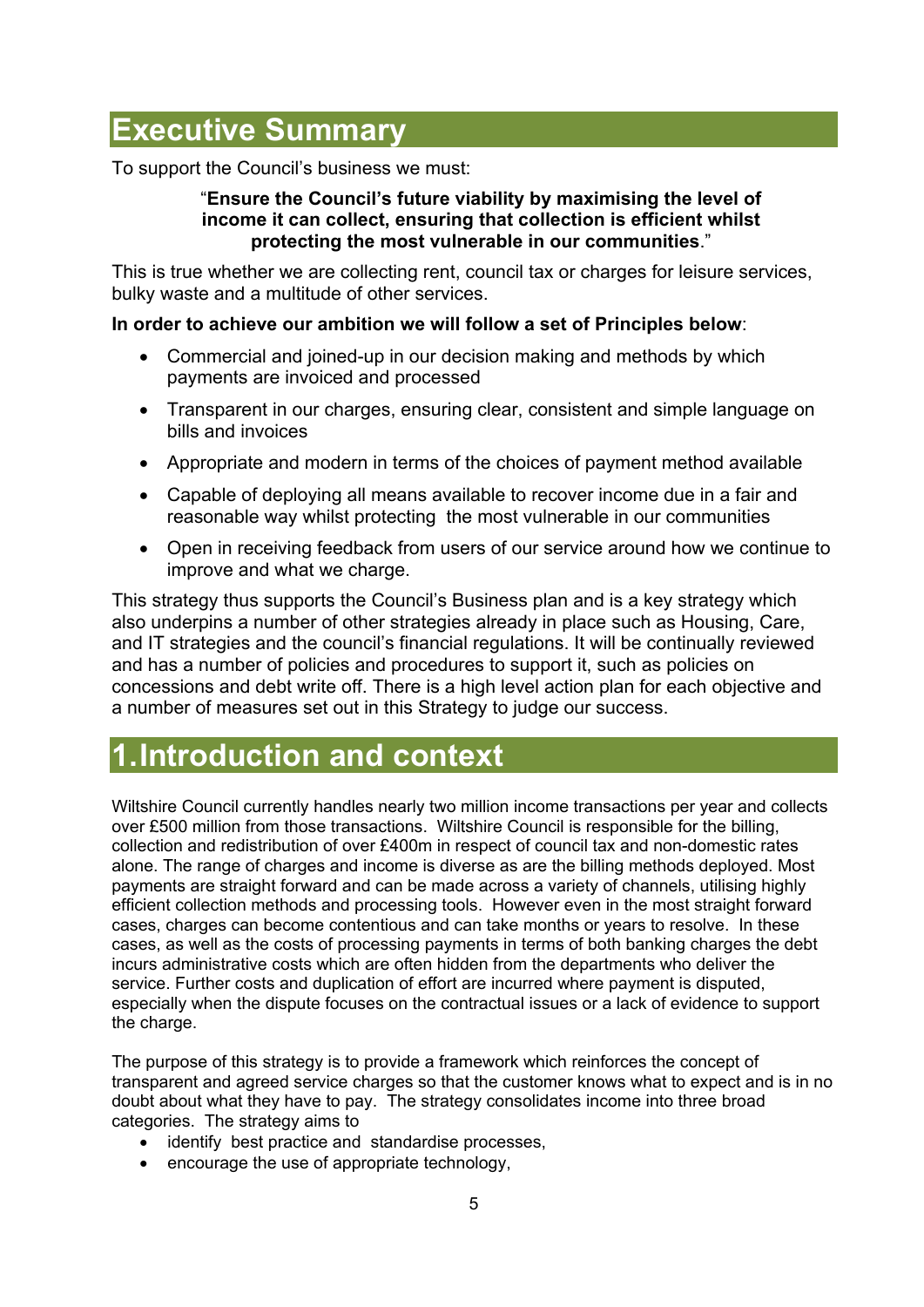# Executive Summary

To support the Council's business we must:

> "**Ensure the Council's future viability by maximising the level of income it can collect, ensuring that collection is efficient whilst protecting the most vulnerable in our communities**."

This is true whether we are collecting rent, council tax or charges for leisure services, bulky waste and a multitude of other services.

**In order to achieve our ambition we will follow a set of Principles below**:

- Commercial and joined-up in our decision making and methods by which payments are invoiced and processed
- Transparent in our charges, ensuring clear, consistent and simple language on bills and invoices
- Appropriate and modern in terms of the choices of payment method available
- Capable of deploying all means available to recover income due in a fair and reasonable way whilst protecting the most vulnerable in our communities
- Open in receiving feedback from users of our service around how we continue to improve and what we charge.

This strategy thus supports the Council's Business plan and is a key strategy which also underpins a number of other strategies already in place such as Housing, Care, and IT strategies and the council's financial regulations. It will be continually reviewed and has a number of policies and procedures to support it, such as policies on concessions and debt write off. There is a high level action plan for each objective and a number of measures set out in this Strategy to judge our success.

# 1.Introduction and context

Wiltshire Council currently handles nearly two million income transactions per year and collects over £500 million from those transactions. Wiltshire Council is responsible for the billing, collection and redistribution of over £400m in respect of council tax and non-domestic rates alone. The range of charges and income is diverse as are the billing methods deployed. Most payments are straight forward and can be made across a variety of channels, utilising highly efficient collection methods and processing tools. However even in the most straight forward cases, charges can become contentious and can take months or years to resolve. In these cases, as well as the costs of processing payments in terms of both banking charges the debt incurs administrative costs which are often hidden from the departments who deliver the service. Further costs and duplication of effort are incurred where payment is disputed, especially when the dispute focuses on the contractual issues or a lack of evidence to support the charge.

The purpose of this strategy is to provide a framework which reinforces the concept of transparent and agreed service charges so that the customer knows what to expect and is in no doubt about what they have to pay. The strategy consolidates income into three broad categories. The strategy aims to

- identify best practice and standardise processes,
- encourage the use of appropriate technology,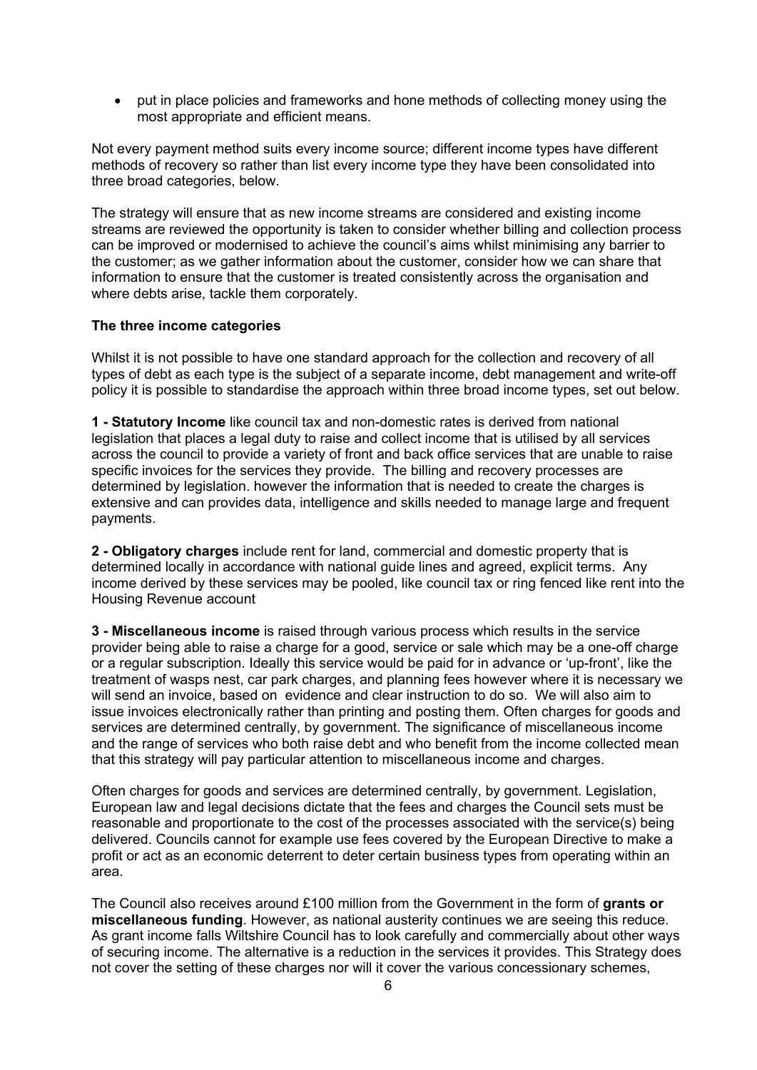- put in place policies and frameworks and hone methods of collecting money using the most appropriate and efficient means.

Not every payment method suits every income source; different income types have different methods of recovery so rather than list every income type they have been consolidated into three broad categories, below.

The strategy will ensure that as new income streams are considered and existing income streams are reviewed the opportunity is taken to consider whether billing and collection process can be improved or modernised to achieve the council's aims whilst minimising any barrier to the customer; as we gather information about the customer, consider how we can share that information to ensure that the customer is treated consistently across the organisation and where debts arise, tackle them corporately.

**The three income categories**

Whilst it is not possible to have one standard approach for the collection and recovery of all types of debt as each type is the subject of a separate income, debt management and write-off policy it is possible to standardise the approach within three broad income types, set out below.

**1 - Statutory Income** like council tax and non-domestic rates is derived from national legislation that places a legal duty to raise and collect income that is utilised by all services across the council to provide a variety of front and back office services that are unable to raise specific invoices for the services they provide. The billing and recovery processes are determined by legislation. however the information that is needed to create the charges is extensive and can provides data, intelligence and skills needed to manage large and frequent payments.

**2 - Obligatory charges** include rent for land, commercial and domestic property that is determined locally in accordance with national guide lines and agreed, explicit terms. Any income derived by these services may be pooled, like council tax or ring fenced like rent into the Housing Revenue account

**3 - Miscellaneous income** is raised through various process which results in the service provider being able to raise a charge for a good, service or sale which may be a one-off charge or a regular subscription. Ideally this service would be paid for in advance or 'up-front', like the treatment of wasps nest, car park charges, and planning fees however where it is necessary we will send an invoice, based on evidence and clear instruction to do so. We will also aim to issue invoices electronically rather than printing and posting them. Often charges for goods and services are determined centrally, by government. The significance of miscellaneous income and the range of services who both raise debt and who benefit from the income collected mean that this strategy will pay particular attention to miscellaneous income and charges.

Often charges for goods and services are determined centrally, by government. Legislation, European law and legal decisions dictate that the fees and charges the Council sets must be reasonable and proportionate to the cost of the processes associated with the service(s) being delivered. Councils cannot for example use fees covered by the European Directive to make a profit or act as an economic deterrent to deter certain business types from operating within an area.

The Council also receives around £100 million from the Government in the form of **grants or miscellaneous funding**. However, as national austerity continues we are seeing this reduce. As grant income falls Wiltshire Council has to look carefully and commercially about other ways of securing income. The alternative is a reduction in the services it provides. This Strategy does not cover the setting of these charges nor will it cover the various concessionary schemes,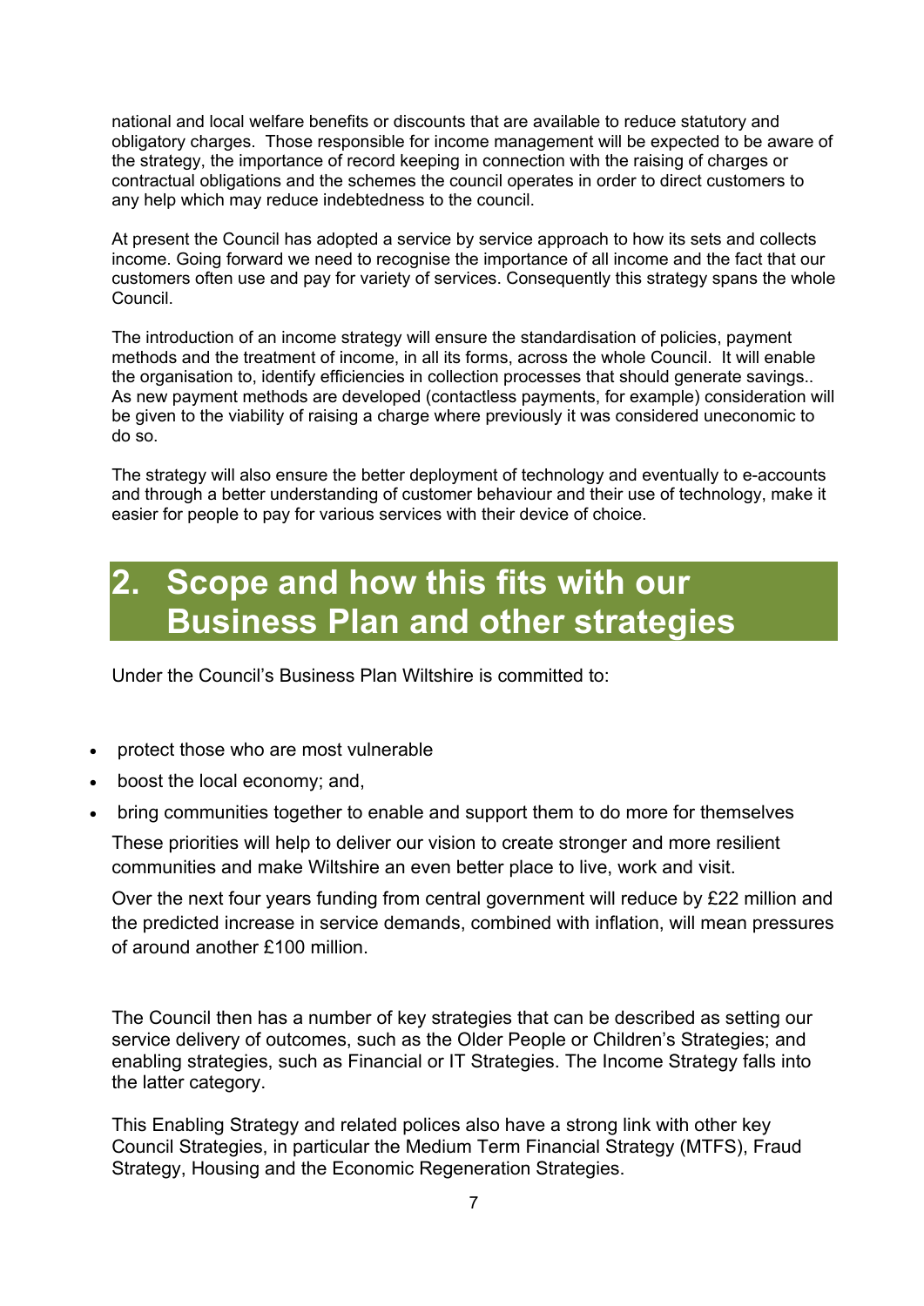national and local welfare benefits or discounts that are available to reduce statutory and obligatory charges. Those responsible for income management will be expected to be aware of the strategy, the importance of record keeping in connection with the raising of charges or contractual obligations and the schemes the council operates in order to direct customers to any help which may reduce indebtedness to the council.

At present the Council has adopted a service by service approach to how its sets and collects income. Going forward we need to recognise the importance of all income and the fact that our customers often use and pay for variety of services. Consequently this strategy spans the whole Council.

The introduction of an income strategy will ensure the standardisation of policies, payment methods and the treatment of income, in all its forms, across the whole Council. It will enable the organisation to, identify efficiencies in collection processes that should generate savings.. As new payment methods are developed (contactless payments, for example) consideration will be given to the viability of raising a charge where previously it was considered uneconomic to do so.

The strategy will also ensure the better deployment of technology and eventually to e-accounts and through a better understanding of customer behaviour and their use of technology, make it easier for people to pay for various services with their device of choice.

# 2. Scope and how this fits with our Business Plan and other strategies

Under the Council's Business Plan Wiltshire is committed to:

- protect those who are most vulnerable
- boost the local economy; and,
- bring communities together to enable and support them to do more for themselves

These priorities will help to deliver our vision to create stronger and more resilient communities and make Wiltshire an even better place to live, work and visit.

Over the next four years funding from central government will reduce by £22 million and the predicted increase in service demands, combined with inflation, will mean pressures of around another £100 million.

The Council then has a number of key strategies that can be described as setting our service delivery of outcomes, such as the Older People or Children's Strategies; and enabling strategies, such as Financial or IT Strategies. The Income Strategy falls into the latter category.

This Enabling Strategy and related polices also have a strong link with other key Council Strategies, in particular the Medium Term Financial Strategy (MTFS), Fraud Strategy, Housing and the Economic Regeneration Strategies.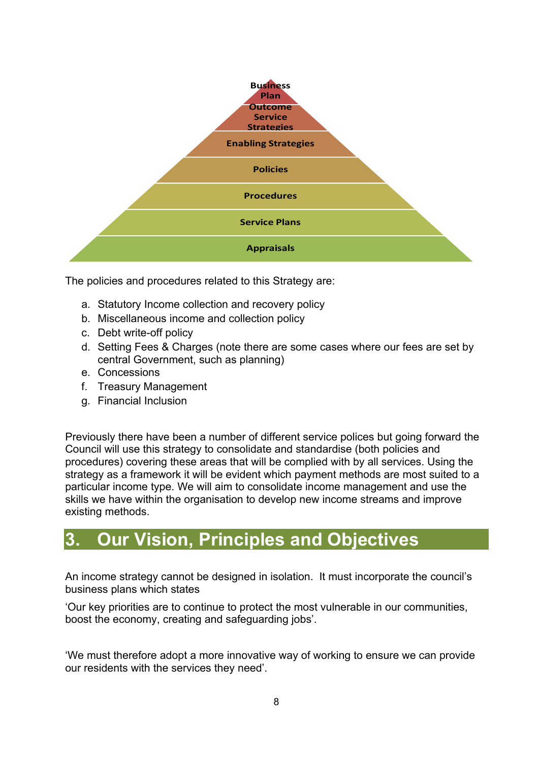Business Plan

Outcome Service Strategies

Enabling Strategies

Policies

Procedures

Service Plans

Appraisals

The policies and procedures related to this Strategy are:

a. Statutory Income collection and recovery policy
b. Miscellaneous income and collection policy
c. Debt write-off policy
d. Setting Fees & Charges (note there are some cases where our fees are set by central Government, such as planning)
e. Concessions
f. Treasury Management
g. Financial Inclusion

Previously there have been a number of different service polices but going forward the Council will use this strategy to consolidate and standardise (both policies and procedures) covering these areas that will be complied with by all services. Using the strategy as a framework it will be evident which payment methods are most suited to a particular income type. We will aim to consolidate income management and use the skills we have within the organisation to develop new income streams and improve existing methods.

## 3. Our Vision, Principles and Objectives

An income strategy cannot be designed in isolation. It must incorporate the council's business plans which states

'Our key priorities are to continue to protect the most vulnerable in our communities, boost the economy, creating and safeguarding jobs'.

'We must therefore adopt a more innovative way of working to ensure we can provide our residents with the services they need'.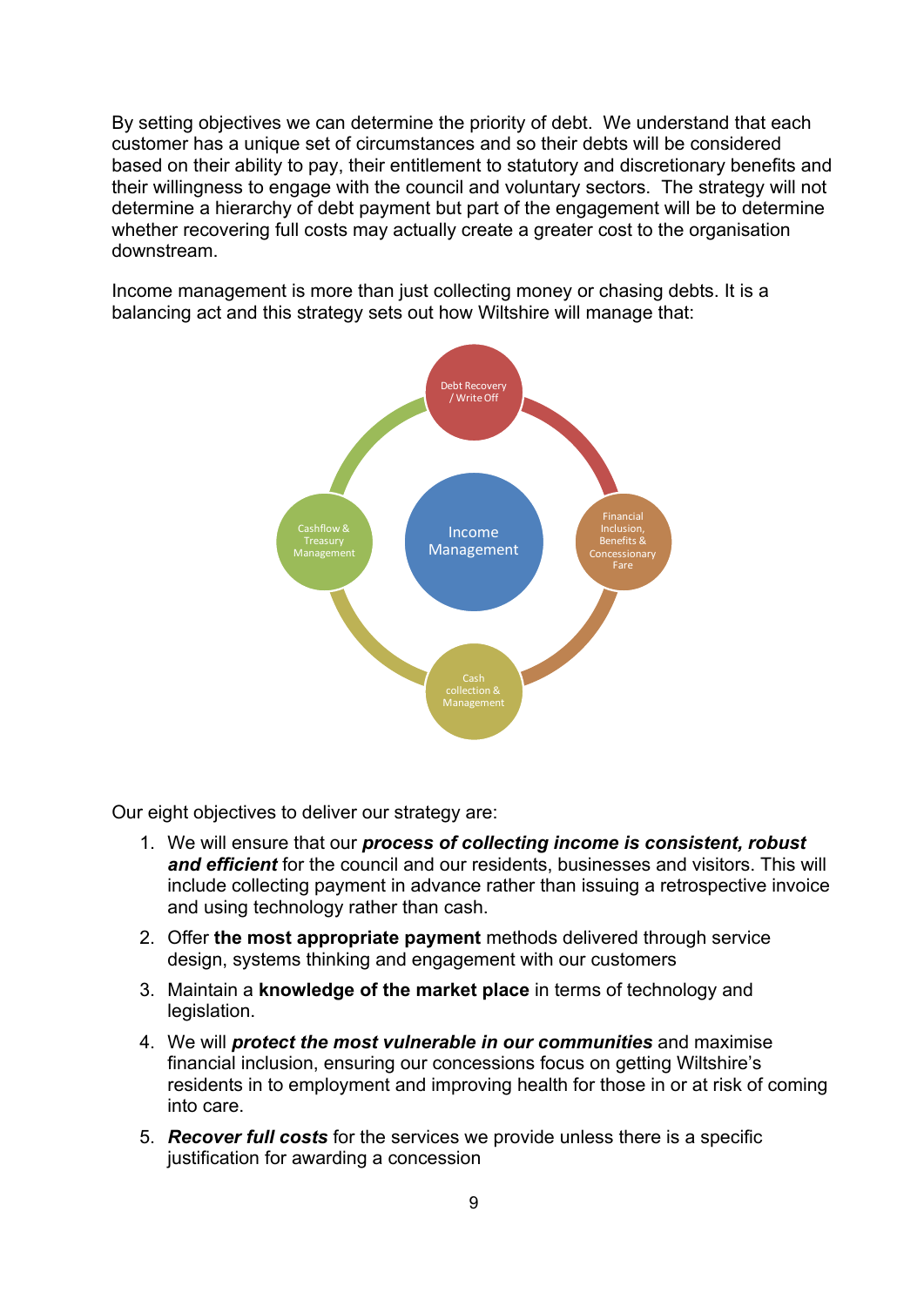By setting objectives we can determine the priority of debt. We understand that each customer has a unique set of circumstances and so their debts will be considered based on their ability to pay, their entitlement to statutory and discretionary benefits and their willingness to engage with the council and voluntary sectors. The strategy will not determine a hierarchy of debt payment but part of the engagement will be to determine whether recovering full costs may actually create a greater cost to the organisation downstream.

Income management is more than just collecting money or chasing debts. It is a balancing act and this strategy sets out how Wiltshire will manage that:

Debt Recovery / Write Off

Financial Inclusion, Benefits & Concessionary Fare

Cash collection & Management

Cashflow & Treasury Management

Income Management

Our eight objectives to deliver our strategy are:

1. We will ensure that our ***process of collecting income is consistent, robust and efficient*** for the council and our residents, businesses and visitors. This will include collecting payment in advance rather than issuing a retrospective invoice and using technology rather than cash.
2. Offer **the most appropriate payment** methods delivered through service design, systems thinking and engagement with our customers
3. Maintain a **knowledge of the market place** in terms of technology and legislation.
4. We will ***protect the most vulnerable in our communities*** and maximise financial inclusion, ensuring our concessions focus on getting Wiltshire's residents in to employment and improving health for those in or at risk of coming into care.
5. ***Recover full costs*** for the services we provide unless there is a specific justification for awarding a concession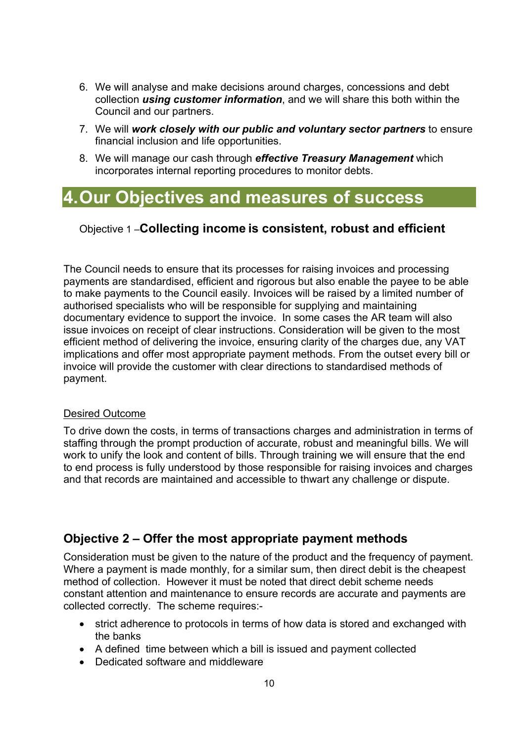6. We will analyse and make decisions around charges, concessions and debt collection ***using customer information***, and we will share this both within the Council and our partners.
7. We will ***work closely with our public and voluntary sector partners*** to ensure financial inclusion and life opportunities.
8. We will manage our cash through ***effective Treasury Management*** which incorporates internal reporting procedures to monitor debts.

# 4. Our Objectives and measures of success

### Objective 1 – **Collecting income is consistent, robust and efficient**

The Council needs to ensure that its processes for raising invoices and processing payments are standardised, efficient and rigorous but also enable the payee to be able to make payments to the Council easily. Invoices will be raised by a limited number of authorised specialists who will be responsible for supplying and maintaining documentary evidence to support the invoice. In some cases the AR team will also issue invoices on receipt of clear instructions. Consideration will be given to the most efficient method of delivering the invoice, ensuring clarity of the charges due, any VAT implications and offer most appropriate payment methods. From the outset every bill or invoice will provide the customer with clear directions to standardised methods of payment.

Desired Outcome

To drive down the costs, in terms of transactions charges and administration in terms of staffing through the prompt production of accurate, robust and meaningful bills. We will work to unify the look and content of bills. Through training we will ensure that the end to end process is fully understood by those responsible for raising invoices and charges and that records are maintained and accessible to thwart any challenge or dispute.

### Objective 2 – Offer the most appropriate payment methods

Consideration must be given to the nature of the product and the frequency of payment. Where a payment is made monthly, for a similar sum, then direct debit is the cheapest method of collection. However it must be noted that direct debit scheme needs constant attention and maintenance to ensure records are accurate and payments are collected correctly. The scheme requires:-

- strict adherence to protocols in terms of how data is stored and exchanged with the banks
- A defined time between which a bill is issued and payment collected
- Dedicated software and middleware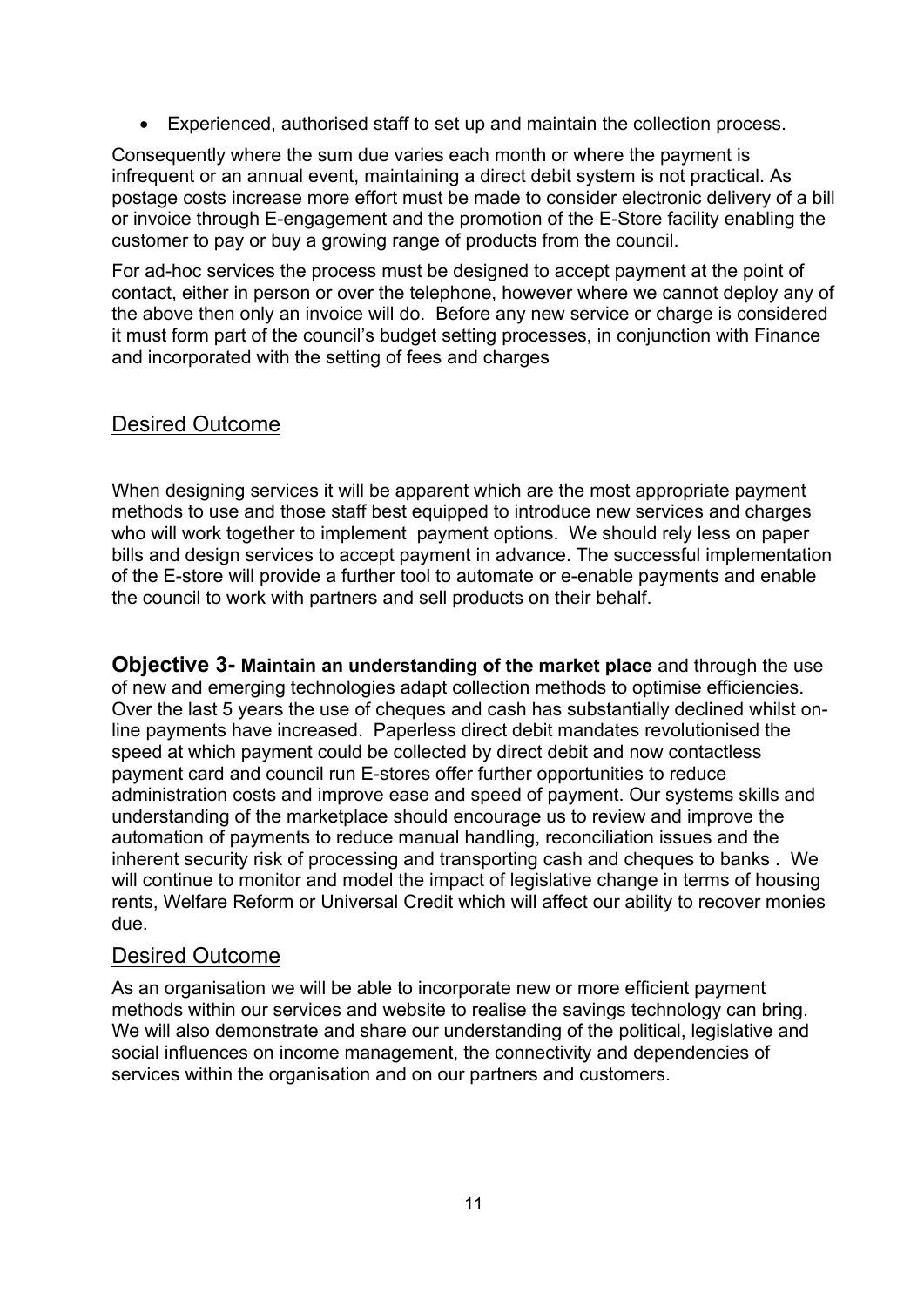- Experienced, authorised staff to set up and maintain the collection process.

Consequently where the sum due varies each month or where the payment is infrequent or an annual event, maintaining a direct debit system is not practical. As postage costs increase more effort must be made to consider electronic delivery of a bill or invoice through E-engagement and the promotion of the E-Store facility enabling the customer to pay or buy a growing range of products from the council.

For ad-hoc services the process must be designed to accept payment at the point of contact, either in person or over the telephone, however where we cannot deploy any of the above then only an invoice will do. Before any new service or charge is considered it must form part of the council's budget setting processes, in conjunction with Finance and incorporated with the setting of fees and charges

## Desired Outcome

When designing services it will be apparent which are the most appropriate payment methods to use and those staff best equipped to introduce new services and charges who will work together to implement payment options. We should rely less on paper bills and design services to accept payment in advance. The successful implementation of the E-store will provide a further tool to automate or e-enable payments and enable the council to work with partners and sell products on their behalf.

**Objective 3- Maintain an understanding of the market place** and through the use of new and emerging technologies adapt collection methods to optimise efficiencies. Over the last 5 years the use of cheques and cash has substantially declined whilst on-line payments have increased. Paperless direct debit mandates revolutionised the speed at which payment could be collected by direct debit and now contactless payment card and council run E-stores offer further opportunities to reduce administration costs and improve ease and speed of payment. Our systems skills and understanding of the marketplace should encourage us to review and improve the automation of payments to reduce manual handling, reconciliation issues and the inherent security risk of processing and transporting cash and cheques to banks . We will continue to monitor and model the impact of legislative change in terms of housing rents, Welfare Reform or Universal Credit which will affect our ability to recover monies due.

## Desired Outcome

As an organisation we will be able to incorporate new or more efficient payment methods within our services and website to realise the savings technology can bring. We will also demonstrate and share our understanding of the political, legislative and social influences on income management, the connectivity and dependencies of services within the organisation and on our partners and customers.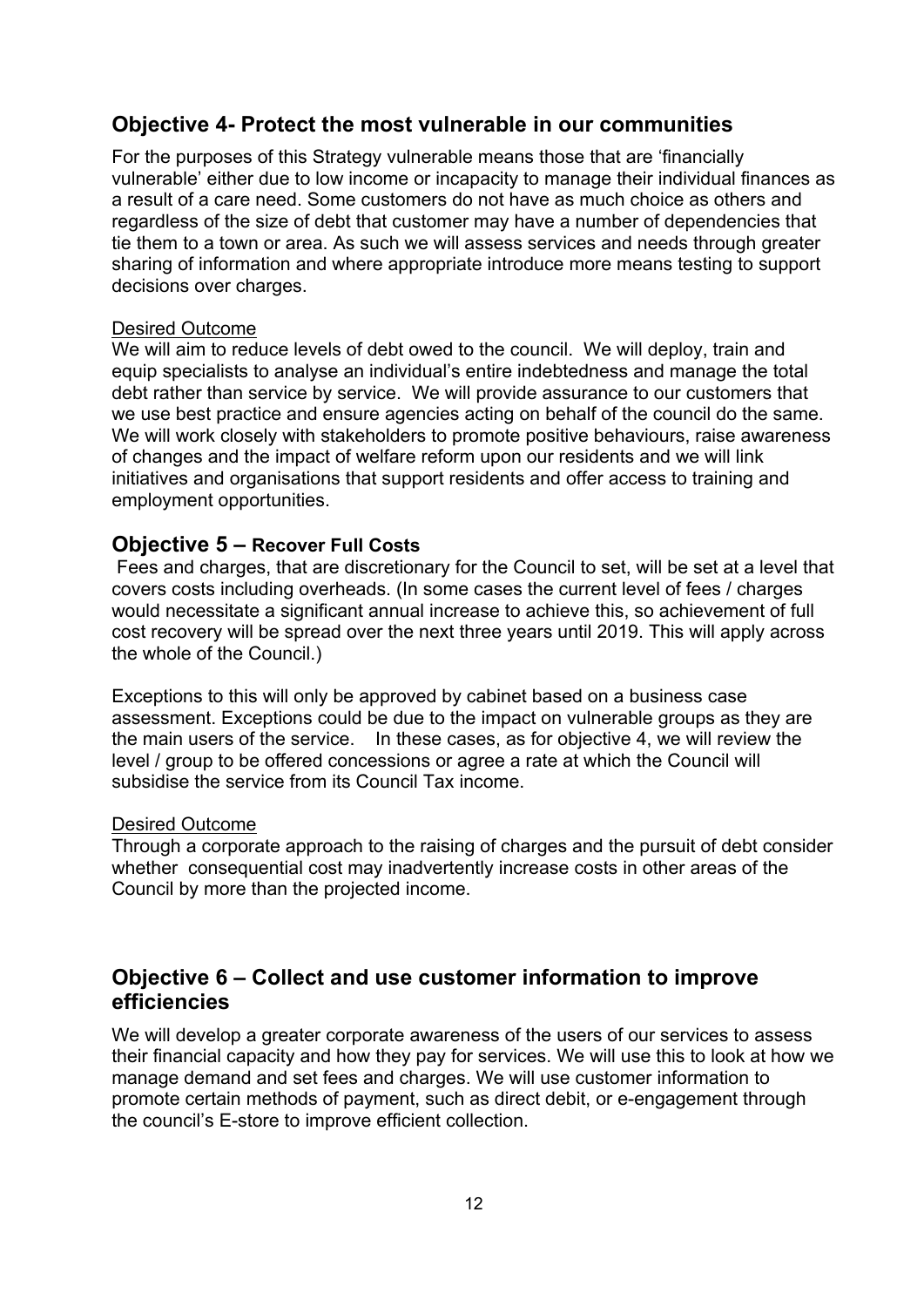## Objective 4- Protect the most vulnerable in our communities

For the purposes of this Strategy vulnerable means those that are 'financially vulnerable' either due to low income or incapacity to manage their individual finances as a result of a care need. Some customers do not have as much choice as others and regardless of the size of debt that customer may have a number of dependencies that tie them to a town or area. As such we will assess services and needs through greater sharing of information and where appropriate introduce more means testing to support decisions over charges.

<u>Desired Outcome</u>
We will aim to reduce levels of debt owed to the council. We will deploy, train and equip specialists to analyse an individual's entire indebtedness and manage the total debt rather than service by service. We will provide assurance to our customers that we use best practice and ensure agencies acting on behalf of the council do the same. We will work closely with stakeholders to promote positive behaviours, raise awareness of changes and the impact of welfare reform upon our residents and we will link initiatives and organisations that support residents and offer access to training and employment opportunities.

## Objective 5 – Recover Full Costs

Fees and charges, that are discretionary for the Council to set, will be set at a level that covers costs including overheads. (In some cases the current level of fees / charges would necessitate a significant annual increase to achieve this, so achievement of full cost recovery will be spread over the next three years until 2019. This will apply across the whole of the Council.)

Exceptions to this will only be approved by cabinet based on a business case assessment. Exceptions could be due to the impact on vulnerable groups as they are the main users of the service. In these cases, as for objective 4, we will review the level / group to be offered concessions or agree a rate at which the Council will subsidise the service from its Council Tax income.

<u>Desired Outcome</u>
Through a corporate approach to the raising of charges and the pursuit of debt consider whether consequential cost may inadvertently increase costs in other areas of the Council by more than the projected income.

## Objective 6 – Collect and use customer information to improve efficiencies

We will develop a greater corporate awareness of the users of our services to assess their financial capacity and how they pay for services. We will use this to look at how we manage demand and set fees and charges. We will use customer information to promote certain methods of payment, such as direct debit, or e-engagement through the council's E-store to improve efficient collection.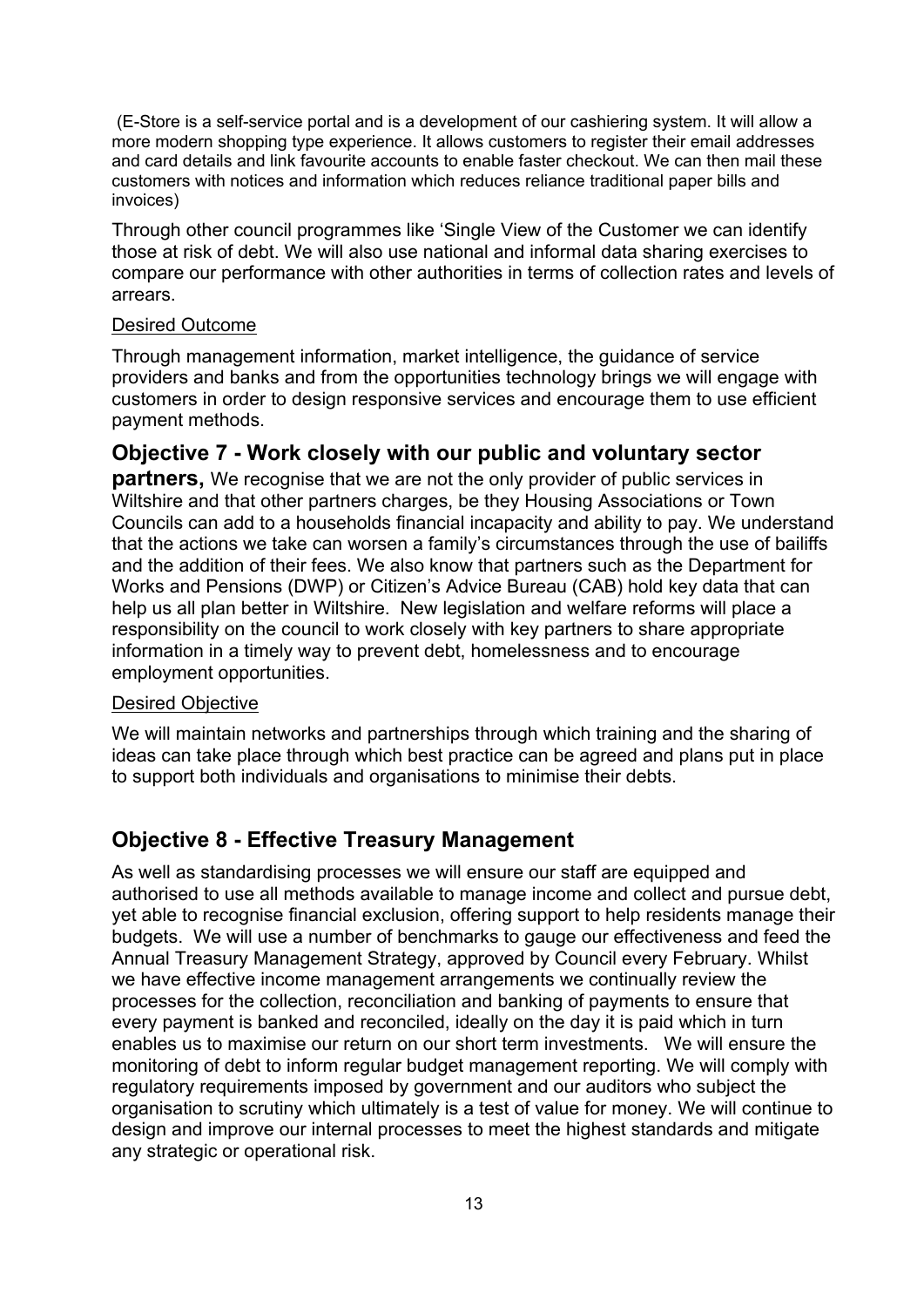(E-Store is a self-service portal and is a development of our cashiering system. It will allow a more modern shopping type experience. It allows customers to register their email addresses and card details and link favourite accounts to enable faster checkout. We can then mail these customers with notices and information which reduces reliance traditional paper bills and invoices)

Through other council programmes like 'Single View of the Customer we can identify those at risk of debt. We will also use national and informal data sharing exercises to compare our performance with other authorities in terms of collection rates and levels of arrears.

Desired Outcome

Through management information, market intelligence, the guidance of service providers and banks and from the opportunities technology brings we will engage with customers in order to design responsive services and encourage them to use efficient payment methods.

## Objective 7 - Work closely with our public and voluntary sector partners,

We recognise that we are not the only provider of public services in Wiltshire and that other partners charges, be they Housing Associations or Town Councils can add to a households financial incapacity and ability to pay. We understand that the actions we take can worsen a family's circumstances through the use of bailiffs and the addition of their fees. We also know that partners such as the Department for Works and Pensions (DWP) or Citizen's Advice Bureau (CAB) hold key data that can help us all plan better in Wiltshire. New legislation and welfare reforms will place a responsibility on the council to work closely with key partners to share appropriate information in a timely way to prevent debt, homelessness and to encourage employment opportunities.

Desired Objective

We will maintain networks and partnerships through which training and the sharing of ideas can take place through which best practice can be agreed and plans put in place to support both individuals and organisations to minimise their debts.

## Objective 8 - Effective Treasury Management

As well as standardising processes we will ensure our staff are equipped and authorised to use all methods available to manage income and collect and pursue debt, yet able to recognise financial exclusion, offering support to help residents manage their budgets. We will use a number of benchmarks to gauge our effectiveness and feed the Annual Treasury Management Strategy, approved by Council every February. Whilst we have effective income management arrangements we continually review the processes for the collection, reconciliation and banking of payments to ensure that every payment is banked and reconciled, ideally on the day it is paid which in turn enables us to maximise our return on our short term investments. We will ensure the monitoring of debt to inform regular budget management reporting. We will comply with regulatory requirements imposed by government and our auditors who subject the organisation to scrutiny which ultimately is a test of value for money. We will continue to design and improve our internal processes to meet the highest standards and mitigate any strategic or operational risk.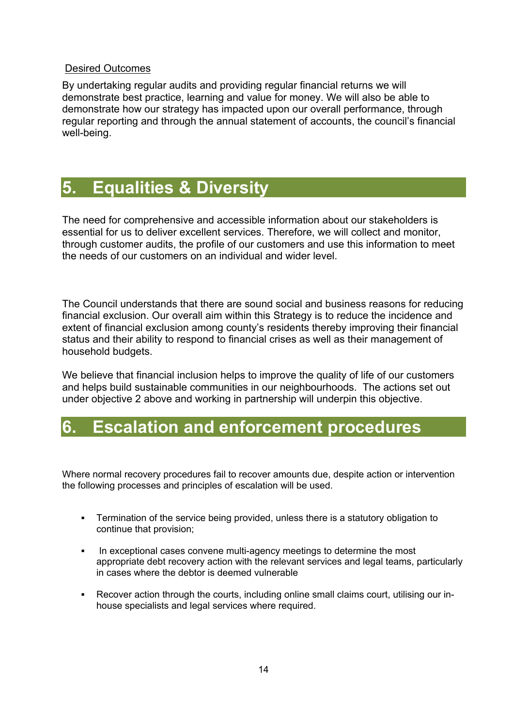Desired Outcomes

By undertaking regular audits and providing regular financial returns we will demonstrate best practice, learning and value for money. We will also be able to demonstrate how our strategy has impacted upon our overall performance, through regular reporting and through the annual statement of accounts, the council's financial well-being.

## 5. Equalities & Diversity

The need for comprehensive and accessible information about our stakeholders is essential for us to deliver excellent services. Therefore, we will collect and monitor, through customer audits, the profile of our customers and use this information to meet the needs of our customers on an individual and wider level.

The Council understands that there are sound social and business reasons for reducing financial exclusion. Our overall aim within this Strategy is to reduce the incidence and extent of financial exclusion among county's residents thereby improving their financial status and their ability to respond to financial crises as well as their management of household budgets.

We believe that financial inclusion helps to improve the quality of life of our customers and helps build sustainable communities in our neighbourhoods. The actions set out under objective 2 above and working in partnership will underpin this objective.

## 6. Escalation and enforcement procedures

Where normal recovery procedures fail to recover amounts due, despite action or intervention the following processes and principles of escalation will be used.

- Termination of the service being provided, unless there is a statutory obligation to continue that provision;
- In exceptional cases convene multi-agency meetings to determine the most appropriate debt recovery action with the relevant services and legal teams, particularly in cases where the debtor is deemed vulnerable
- Recover action through the courts, including online small claims court, utilising our in-house specialists and legal services where required.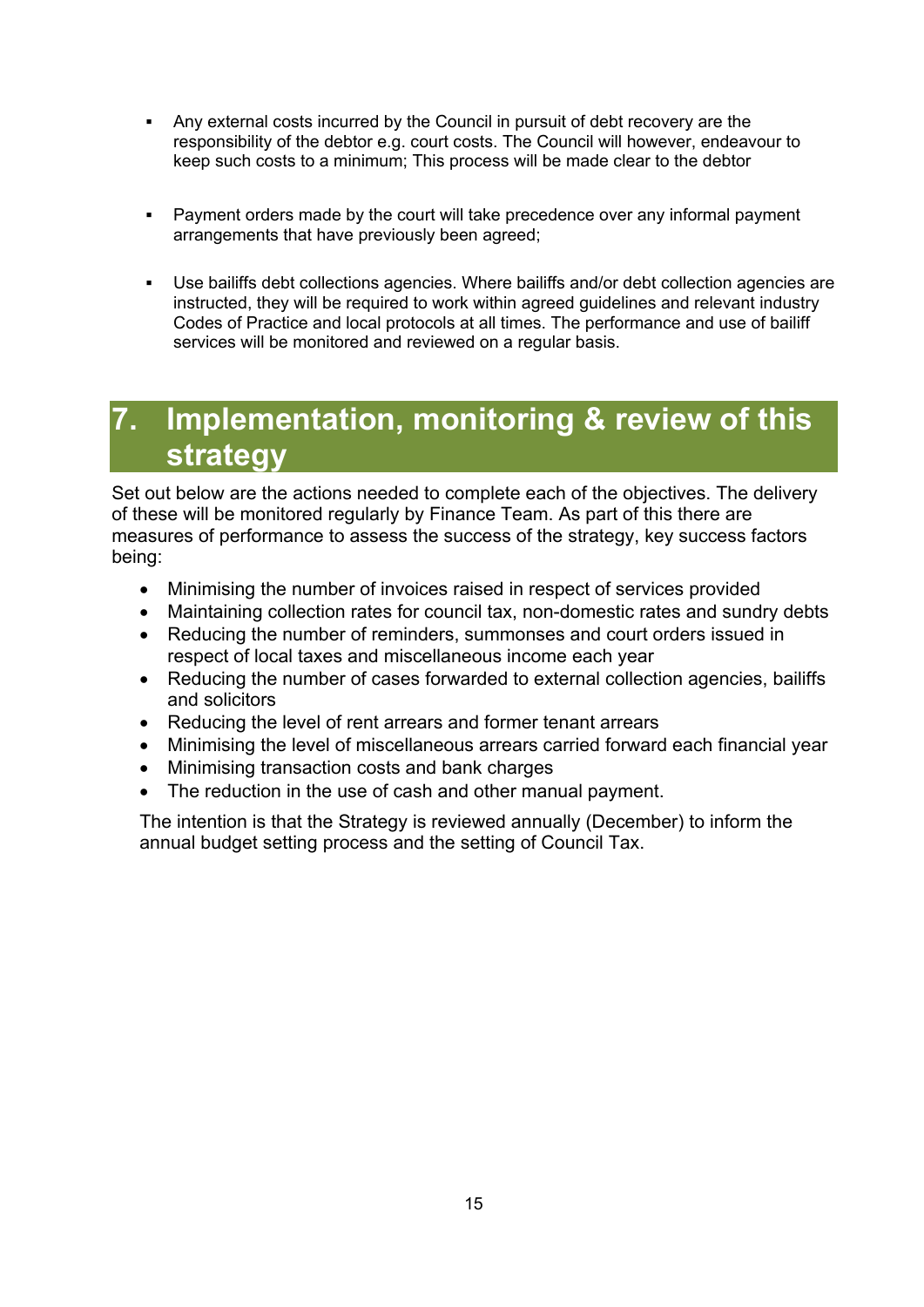- Any external costs incurred by the Council in pursuit of debt recovery are the responsibility of the debtor e.g. court costs. The Council will however, endeavour to keep such costs to a minimum; This process will be made clear to the debtor

- Payment orders made by the court will take precedence over any informal payment arrangements that have previously been agreed;

- Use bailiffs debt collections agencies. Where bailiffs and/or debt collection agencies are instructed, they will be required to work within agreed guidelines and relevant industry Codes of Practice and local protocols at all times. The performance and use of bailiff services will be monitored and reviewed on a regular basis.

# 7. Implementation, monitoring & review of this strategy

Set out below are the actions needed to complete each of the objectives. The delivery of these will be monitored regularly by Finance Team. As part of this there are measures of performance to assess the success of the strategy, key success factors being:

- Minimising the number of invoices raised in respect of services provided
- Maintaining collection rates for council tax, non-domestic rates and sundry debts
- Reducing the number of reminders, summonses and court orders issued in respect of local taxes and miscellaneous income each year
- Reducing the number of cases forwarded to external collection agencies, bailiffs and solicitors
- Reducing the level of rent arrears and former tenant arrears
- Minimising the level of miscellaneous arrears carried forward each financial year
- Minimising transaction costs and bank charges
- The reduction in the use of cash and other manual payment.

The intention is that the Strategy is reviewed annually (December) to inform the annual budget setting process and the setting of Council Tax.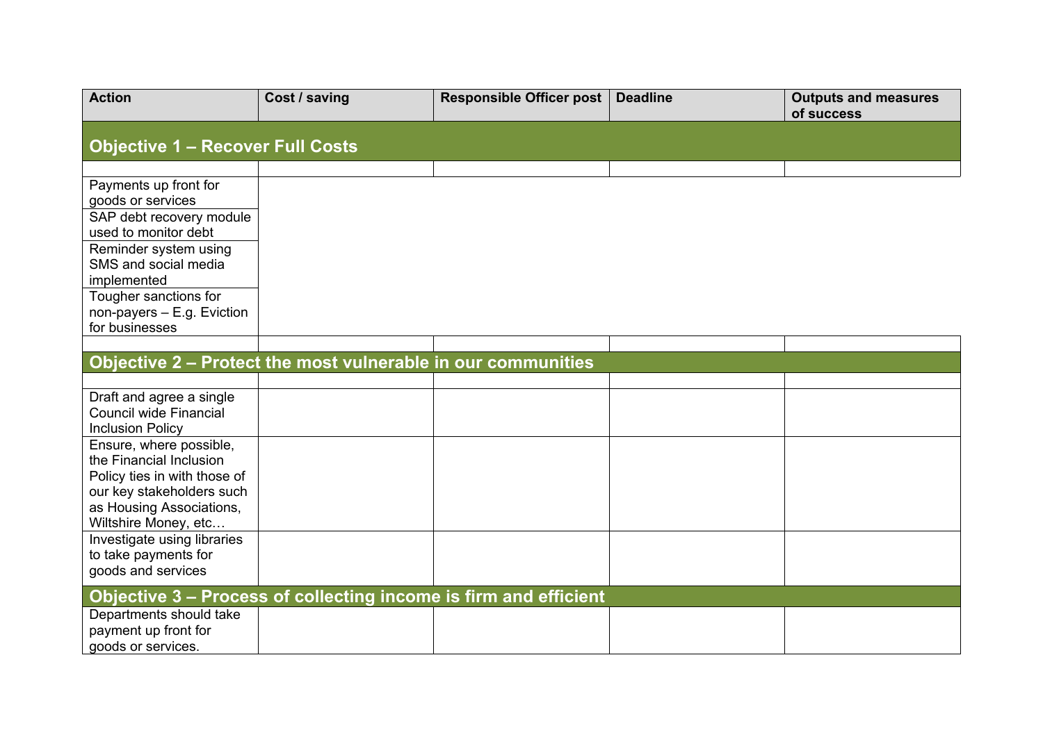| Action | Cost / saving | Responsible Officer post | Deadline | Outputs and measures of success |
|---|---|---|---|---|
| **Objective 1 – Recover Full Costs** | | | | |
| | | | | |
| Payments up front for goods or services | | | | |
| SAP debt recovery module used to monitor debt | | | | |
| Reminder system using SMS and social media implemented | | | | |
| Tougher sanctions for non-payers – E.g. Eviction for businesses | | | | |
| | | | | |
| **Objective 2 – Protect the most vulnerable in our communities** | | | | |
| | | | | |
| Draft and agree a single Council wide Financial Inclusion Policy | | | | |
| Ensure, where possible, the Financial Inclusion Policy ties in with those of our key stakeholders such as Housing Associations, Wiltshire Money, etc… | | | | |
| Investigate using libraries to take payments for goods and services | | | | |
| **Objective 3 – Process of collecting income is firm and efficient** | | | | |
| Departments should take payment up front for goods or services. | | | | |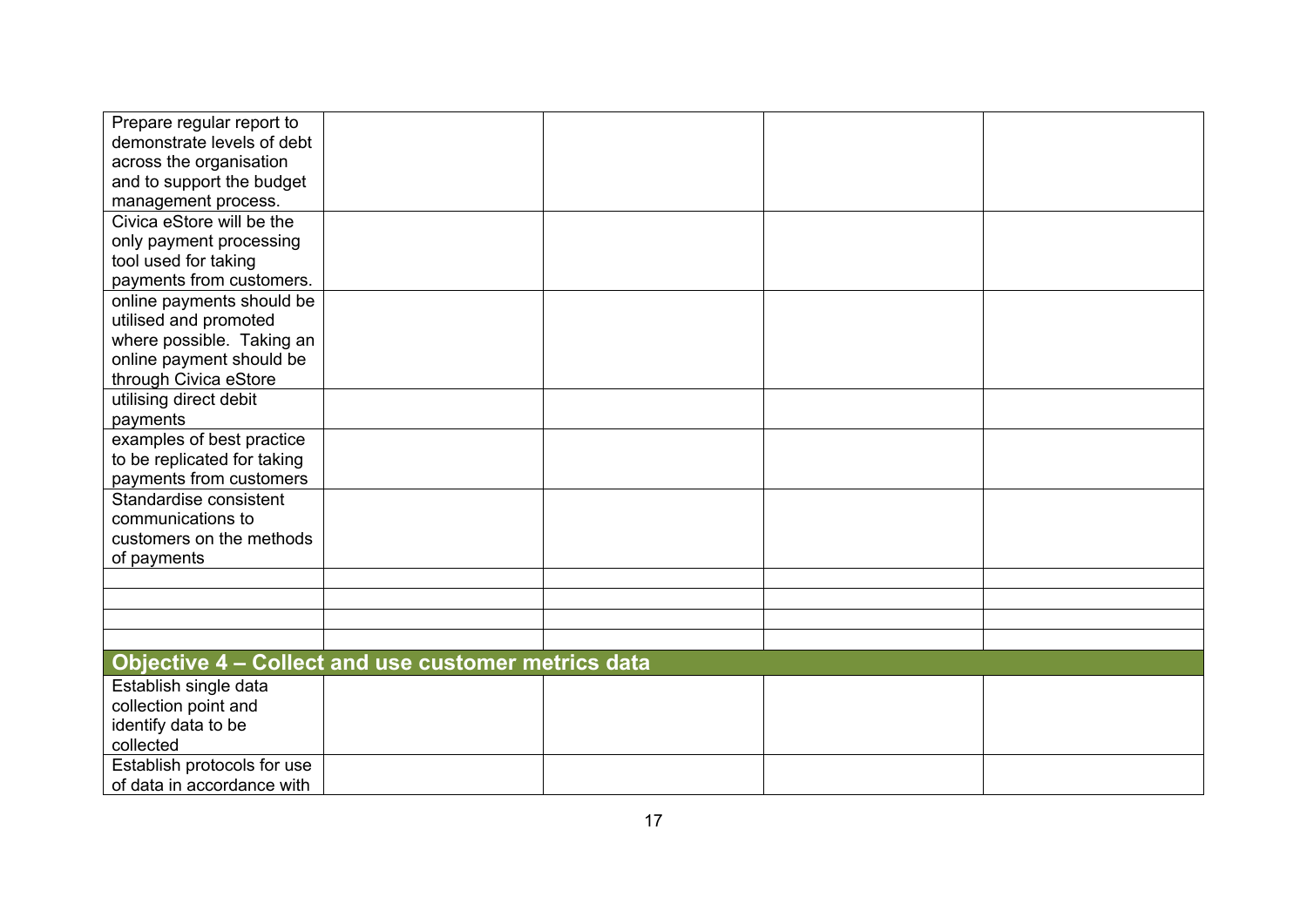| | | | | |
|---|---|---|---|---|
| Prepare regular report to demonstrate levels of debt across the organisation and to support the budget management process. | | | | |
| Civica eStore will be the only payment processing tool used for taking payments from customers. | | | | |
| online payments should be utilised and promoted where possible. Taking an online payment should be through Civica eStore | | | | |
| utilising direct debit payments | | | | |
| examples of best practice to be replicated for taking payments from customers | | | | |
| Standardise consistent communications to customers on the methods of payments | | | | |
| | | | | |
| | | | | |
| | | | | |
| | | | | |
| **Objective 4 – Collect and use customer metrics data** | | | | |
| Establish single data collection point and identify data to be collected | | | | |
| Establish protocols for use of data in accordance with | | | | |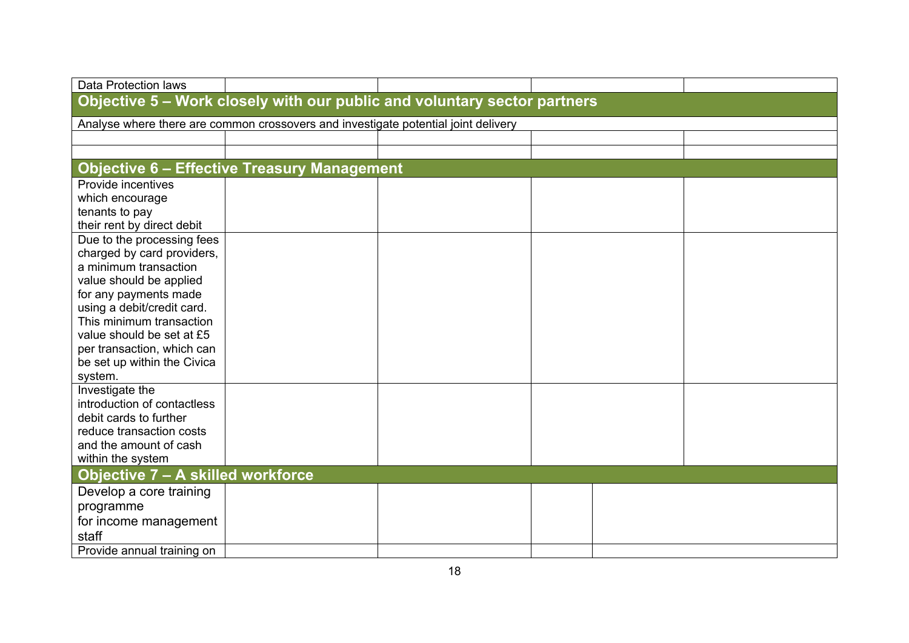| | | | | |
|---|---|---|---|---|
| Data Protection laws | | | | |
| **Objective 5 – Work closely with our public and voluntary sector partners** | | | | |
| Analyse where there are common crossovers and investigate potential joint delivery | | | | |
| | | | | |
| | | | | |
| **Objective 6 – Effective Treasury Management** | | | | |
| Provide incentives which encourage tenants to pay their rent by direct debit | | | | |
| Due to the processing fees charged by card providers, a minimum transaction value should be applied for any payments made using a debit/credit card. This minimum transaction value should be set at £5 per transaction, which can be set up within the Civica system. | | | | |
| Investigate the introduction of contactless debit cards to further reduce transaction costs and the amount of cash within the system | | | | |
| **Objective 7 – A skilled workforce** | | | | |
| Develop a core training programme for income management staff | | | | |
| Provide annual training on | | | | |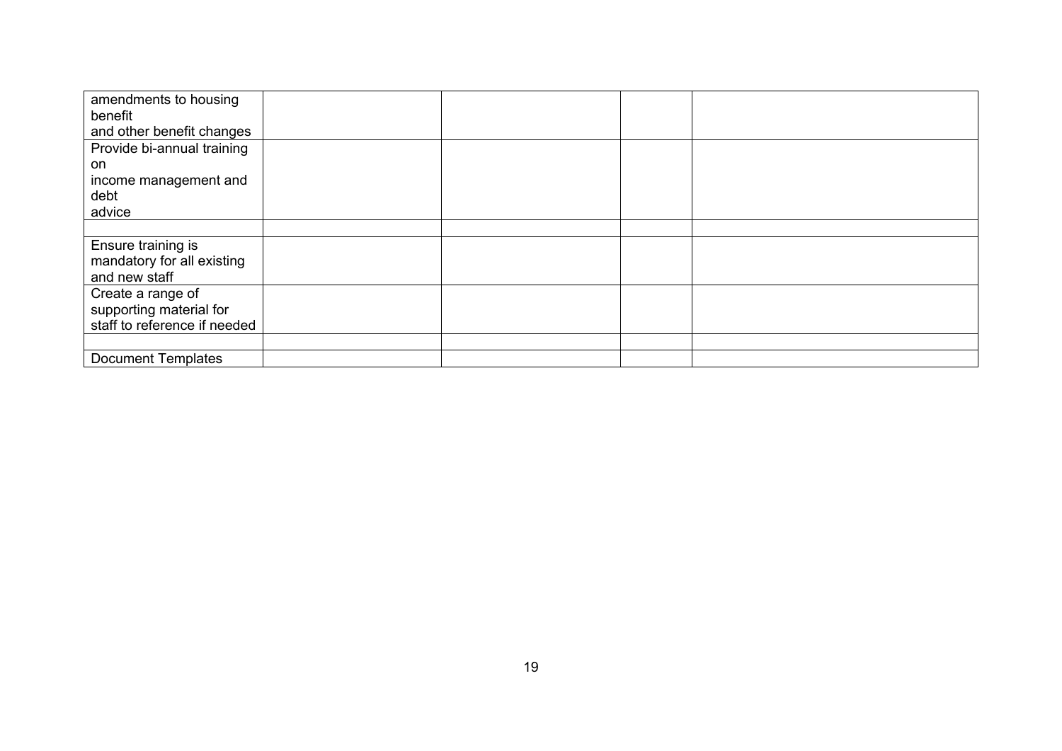| | | | | |
|---|---|---|---|---|
| amendments to housing benefit and other benefit changes | | | | |
| Provide bi-annual training on income management and debt advice | | | | |
| | | | | |
| Ensure training is mandatory for all existing and new staff | | | | |
| Create a range of supporting material for staff to reference if needed | | | | |
| | | | | |
| Document Templates | | | | |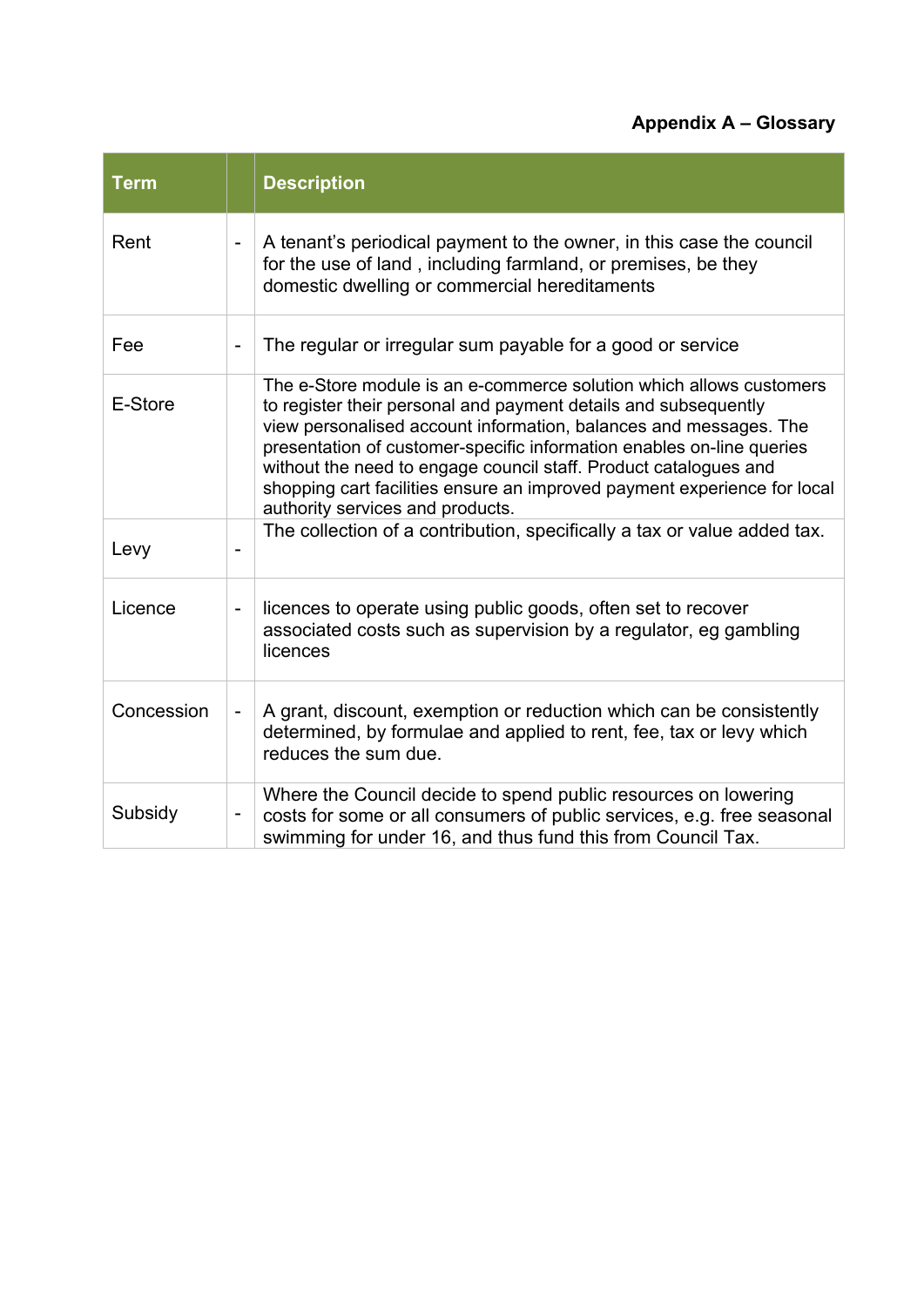**Appendix A – Glossary**

| Term | | Description |
|---|---|---|
| Rent | - | A tenant's periodical payment to the owner, in this case the council for the use of land , including farmland, or premises, be they domestic dwelling or commercial hereditaments |
| Fee | - | The regular or irregular sum payable for a good or service |
| E-Store | | The e-Store module is an e-commerce solution which allows customers to register their personal and payment details and subsequently view personalised account information, balances and messages. The presentation of customer-specific information enables on-line queries without the need to engage council staff. Product catalogues and shopping cart facilities ensure an improved payment experience for local authority services and products. |
| Levy | - | The collection of a contribution, specifically a tax or value added tax. |
| Licence | - | licences to operate using public goods, often set to recover associated costs such as supervision by a regulator, eg gambling licences |
| Concession | - | A grant, discount, exemption or reduction which can be consistently determined, by formulae and applied to rent, fee, tax or levy which reduces the sum due. |
| Subsidy | - | Where the Council decide to spend public resources on lowering costs for some or all consumers of public services, e.g. free seasonal swimming for under 16, and thus fund this from Council Tax. |